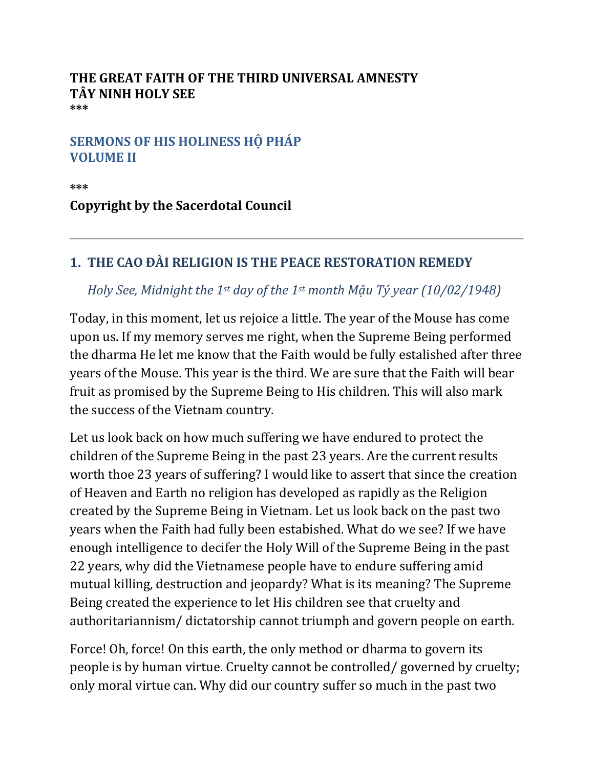**THE GREAT FAITH OF THE THIRD UNIVERSAL AMNESTY**
**TÂY NINH HOLY SEE**
**\*\*\***

## SERMONS OF HIS HOLINESS HỘ PHÁP
## VOLUME II

**\*\*\***

**Copyright by the Sacerdotal Council**

---

## 1. THE CAO ĐÀI RELIGION IS THE PEACE RESTORATION REMEDY

*Holy See, Midnight the 1st day of the 1st month Mậu Tý year (10/02/1948)*

Today, in this moment, let us rejoice a little. The year of the Mouse has come upon us. If my memory serves me right, when the Supreme Being performed the dharma He let me know that the Faith would be fully estalished after three years of the Mouse. This year is the third. We are sure that the Faith will bear fruit as promised by the Supreme Being to His children. This will also mark the success of the Vietnam country.

Let us look back on how much suffering we have endured to protect the children of the Supreme Being in the past 23 years. Are the current results worth thoe 23 years of suffering? I would like to assert that since the creation of Heaven and Earth no religion has developed as rapidly as the Religion created by the Supreme Being in Vietnam. Let us look back on the past two years when the Faith had fully been estabished. What do we see? If we have enough intelligence to decifer the Holy Will of the Supreme Being in the past 22 years, why did the Vietnamese people have to endure suffering amid mutual killing, destruction and jeopardy? What is its meaning? The Supreme Being created the experience to let His children see that cruelty and authoritariannism/ dictatorship cannot triumph and govern people on earth.

Force! Oh, force! On this earth, the only method or dharma to govern its people is by human virtue. Cruelty cannot be controlled/ governed by cruelty; only moral virtue can. Why did our country suffer so much in the past two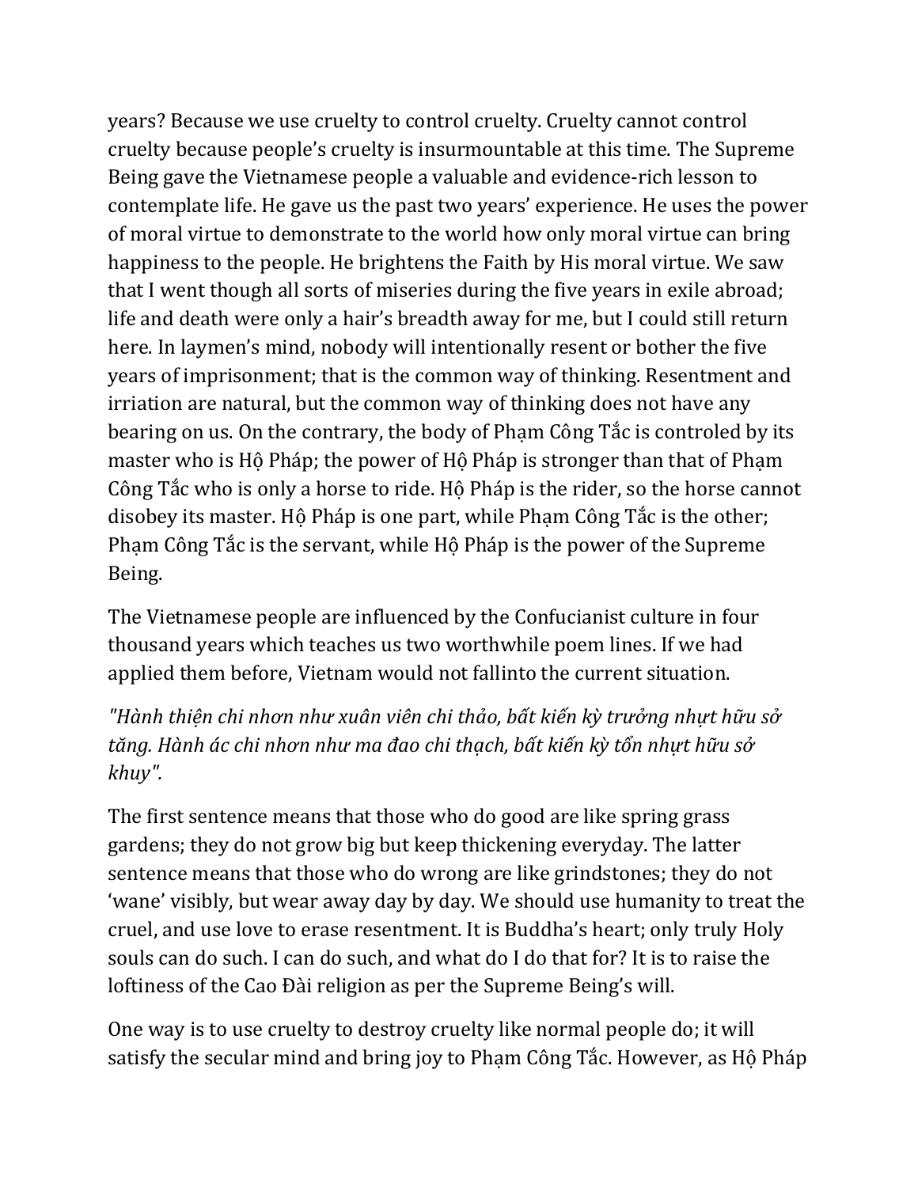years? Because we use cruelty to control cruelty. Cruelty cannot control cruelty because people's cruelty is insurmountable at this time. The Supreme Being gave the Vietnamese people a valuable and evidence-rich lesson to contemplate life. He gave us the past two years' experience. He uses the power of moral virtue to demonstrate to the world how only moral virtue can bring happiness to the people. He brightens the Faith by His moral virtue. We saw that I went though all sorts of miseries during the five years in exile abroad; life and death were only a hair's breadth away for me, but I could still return here. In laymen's mind, nobody will intentionally resent or bother the five years of imprisonment; that is the common way of thinking. Resentment and irriation are natural, but the common way of thinking does not have any bearing on us. On the contrary, the body of Phạm Công Tắc is controled by its master who is Hộ Pháp; the power of Hộ Pháp is stronger than that of Phạm Công Tắc who is only a horse to ride. Hộ Pháp is the rider, so the horse cannot disobey its master. Hộ Pháp is one part, while Phạm Công Tắc is the other; Phạm Công Tắc is the servant, while Hộ Pháp is the power of the Supreme Being.

The Vietnamese people are influenced by the Confucianist culture in four thousand years which teaches us two worthwhile poem lines. If we had applied them before, Vietnam would not fallinto the current situation.

*"Hành thiện chi nhơn như xuân viên chi thảo, bất kiến kỳ trưởng nhựt hữu sở tăng. Hành ác chi nhơn như ma đao chi thạch, bất kiến kỳ tổn nhựt hữu sở khuy".*

The first sentence means that those who do good are like spring grass gardens; they do not grow big but keep thickening everyday. The latter sentence means that those who do wrong are like grindstones; they do not 'wane' visibly, but wear away day by day. We should use humanity to treat the cruel, and use love to erase resentment. It is Buddha's heart; only truly Holy souls can do such. I can do such, and what do I do that for? It is to raise the loftiness of the Cao Đài religion as per the Supreme Being's will.

One way is to use cruelty to destroy cruelty like normal people do; it will satisfy the secular mind and bring joy to Phạm Công Tắc. However, as Hộ Pháp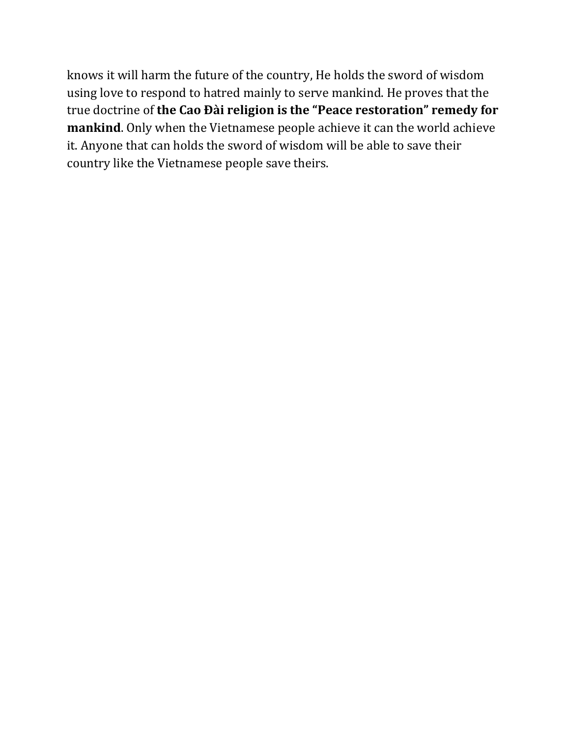knows it will harm the future of the country, He holds the sword of wisdom using love to respond to hatred mainly to serve mankind. He proves that the true doctrine of **the Cao Đài religion is the "Peace restoration" remedy for mankind**. Only when the Vietnamese people achieve it can the world achieve it. Anyone that can holds the sword of wisdom will be able to save their country like the Vietnamese people save theirs.